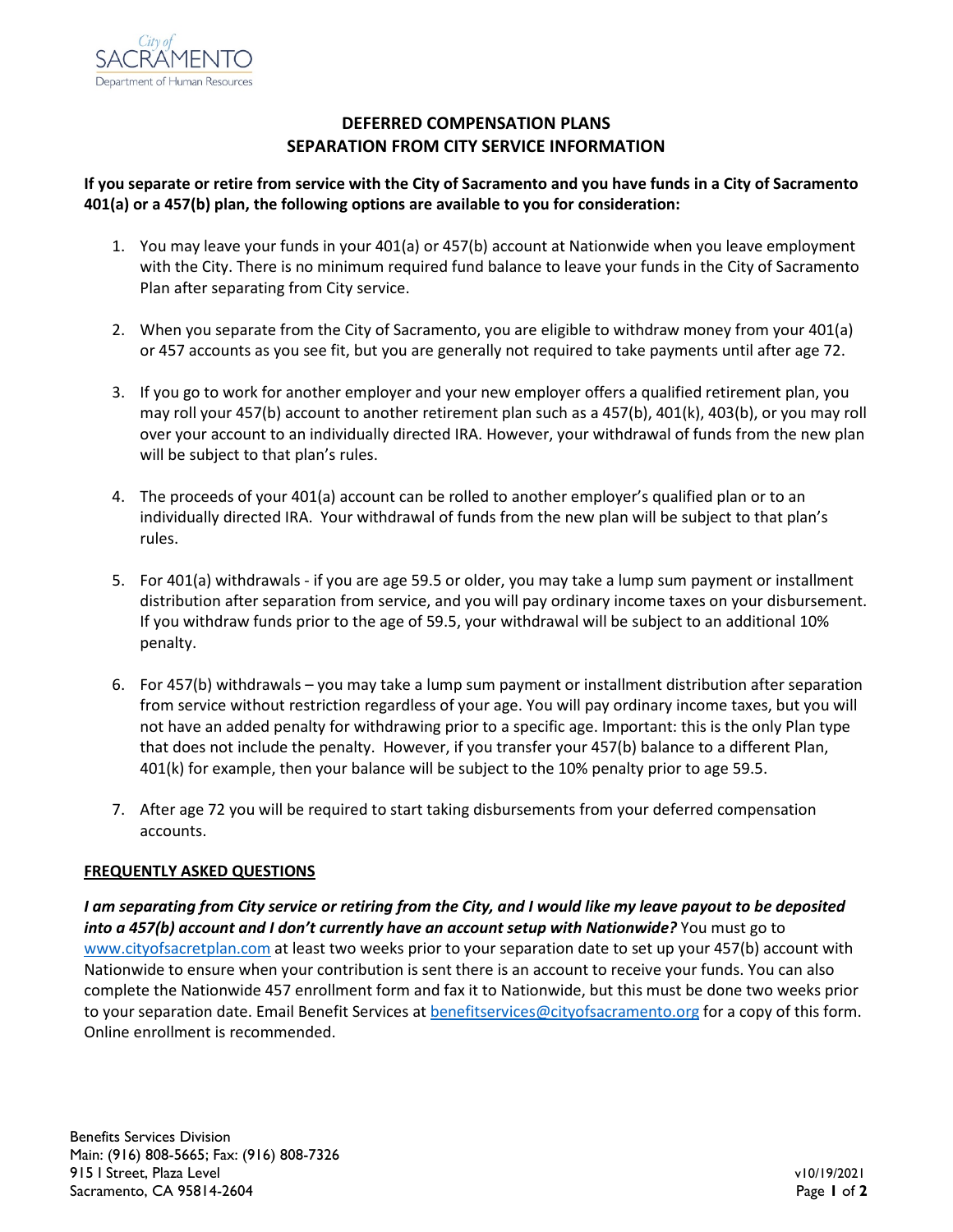City of SACRAMENTO
Department of Human Resources

# DEFERRED COMPENSATION PLANS
# SEPARATION FROM CITY SERVICE INFORMATION

**If you separate or retire from service with the City of Sacramento and you have funds in a City of Sacramento 401(a) or a 457(b) plan, the following options are available to you for consideration:**

1. You may leave your funds in your 401(a) or 457(b) account at Nationwide when you leave employment with the City. There is no minimum required fund balance to leave your funds in the City of Sacramento Plan after separating from City service.

2. When you separate from the City of Sacramento, you are eligible to withdraw money from your 401(a) or 457 accounts as you see fit, but you are generally not required to take payments until after age 72.

3. If you go to work for another employer and your new employer offers a qualified retirement plan, you may roll your 457(b) account to another retirement plan such as a 457(b), 401(k), 403(b), or you may roll over your account to an individually directed IRA. However, your withdrawal of funds from the new plan will be subject to that plan's rules.

4. The proceeds of your 401(a) account can be rolled to another employer's qualified plan or to an individually directed IRA. Your withdrawal of funds from the new plan will be subject to that plan's rules.

5. For 401(a) withdrawals - if you are age 59.5 or older, you may take a lump sum payment or installment distribution after separation from service, and you will pay ordinary income taxes on your disbursement. If you withdraw funds prior to the age of 59.5, your withdrawal will be subject to an additional 10% penalty.

6. For 457(b) withdrawals – you may take a lump sum payment or installment distribution after separation from service without restriction regardless of your age. You will pay ordinary income taxes, but you will not have an added penalty for withdrawing prior to a specific age. Important: this is the only Plan type that does not include the penalty. However, if you transfer your 457(b) balance to a different Plan, 401(k) for example, then your balance will be subject to the 10% penalty prior to age 59.5.

7. After age 72 you will be required to start taking disbursements from your deferred compensation accounts.

## FREQUENTLY ASKED QUESTIONS

***I am separating from City service or retiring from the City, and I would like my leave payout to be deposited into a 457(b) account and I don't currently have an account setup with Nationwide?*** You must go to www.cityofsacretplan.com at least two weeks prior to your separation date to set up your 457(b) account with Nationwide to ensure when your contribution is sent there is an account to receive your funds. You can also complete the Nationwide 457 enrollment form and fax it to Nationwide, but this must be done two weeks prior to your separation date. Email Benefit Services at benefitservices@cityofsacramento.org for a copy of this form. Online enrollment is recommended.

Benefits Services Division
Main: (916) 808-5665; Fax: (916) 808-7326
915 I Street, Plaza Level
Sacramento, CA 95814-2604

v10/19/2021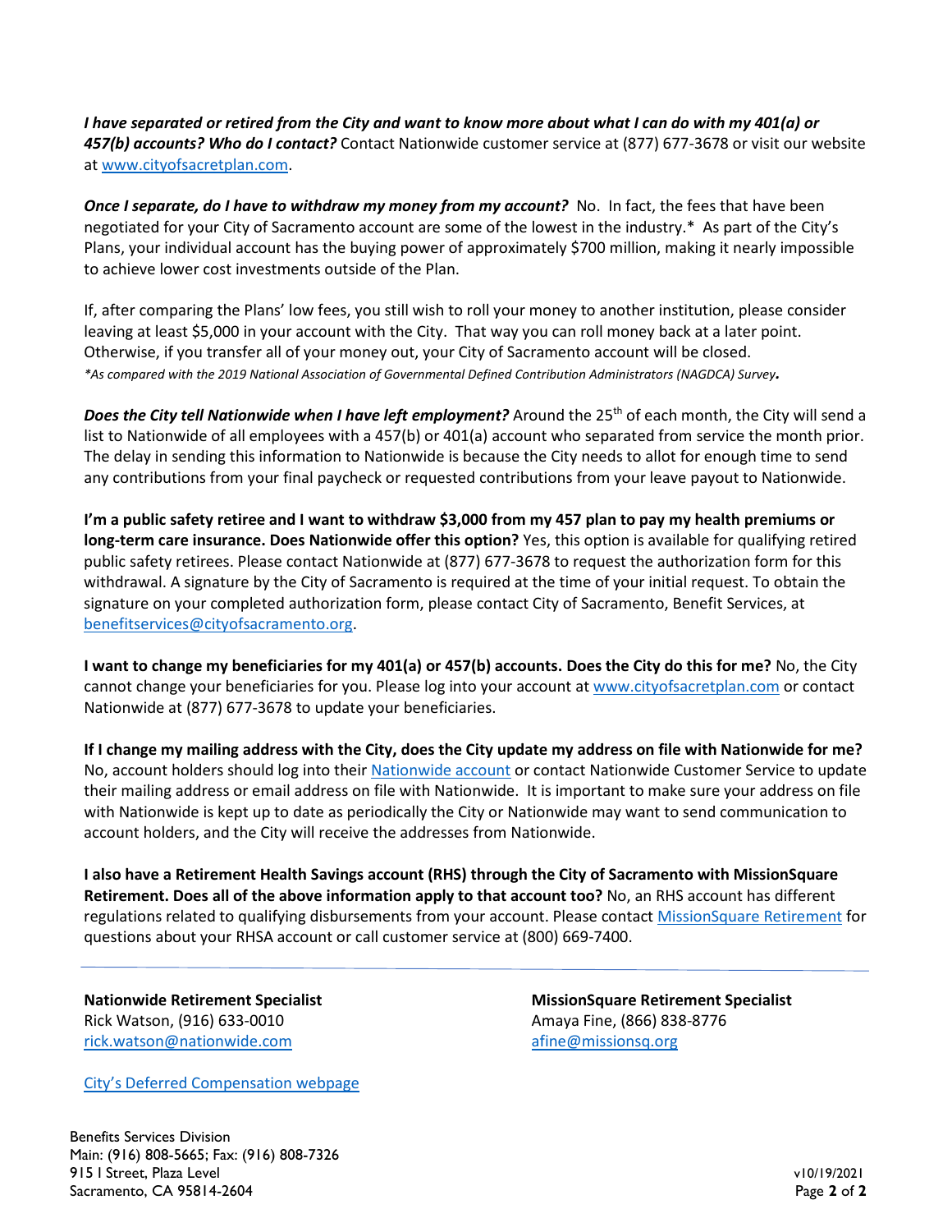***I have separated or retired from the City and want to know more about what I can do with my 401(a) or 457(b) accounts? Who do I contact?*** Contact Nationwide customer service at (877) 677-3678 or visit our website at [www.cityofsacretplan.com](www.cityofsacretplan.com).

***Once I separate, do I have to withdraw my money from my account?*** No. In fact, the fees that have been negotiated for your City of Sacramento account are some of the lowest in the industry.* As part of the City's Plans, your individual account has the buying power of approximately $700 million, making it nearly impossible to achieve lower cost investments outside of the Plan.

If, after comparing the Plans' low fees, you still wish to roll your money to another institution, please consider leaving at least $5,000 in your account with the City. That way you can roll money back at a later point. Otherwise, if you transfer all of your money out, your City of Sacramento account will be closed.

*\*As compared with the 2019 National Association of Governmental Defined Contribution Administrators (NAGDCA) Survey.*

***Does the City tell Nationwide when I have left employment?*** Around the 25th of each month, the City will send a list to Nationwide of all employees with a 457(b) or 401(a) account who separated from service the month prior. The delay in sending this information to Nationwide is because the City needs to allot for enough time to send any contributions from your final paycheck or requested contributions from your leave payout to Nationwide.

**I'm a public safety retiree and I want to withdraw $3,000 from my 457 plan to pay my health premiums or long-term care insurance. Does Nationwide offer this option?** Yes, this option is available for qualifying retired public safety retirees. Please contact Nationwide at (877) 677-3678 to request the authorization form for this withdrawal. A signature by the City of Sacramento is required at the time of your initial request. To obtain the signature on your completed authorization form, please contact City of Sacramento, Benefit Services, at [benefitservices@cityofsacramento.org](mailto:benefitservices@cityofsacramento.org).

**I want to change my beneficiaries for my 401(a) or 457(b) accounts. Does the City do this for me?** No, the City cannot change your beneficiaries for you. Please log into your account at [www.cityofsacretplan.com](www.cityofsacretplan.com) or contact Nationwide at (877) 677-3678 to update your beneficiaries.

**If I change my mailing address with the City, does the City update my address on file with Nationwide for me?** No, account holders should log into their Nationwide account or contact Nationwide Customer Service to update their mailing address or email address on file with Nationwide. It is important to make sure your address on file with Nationwide is kept up to date as periodically the City or Nationwide may want to send communication to account holders, and the City will receive the addresses from Nationwide.

**I also have a Retirement Health Savings account (RHS) through the City of Sacramento with MissionSquare Retirement. Does all of the above information apply to that account too?** No, an RHS account has different regulations related to qualifying disbursements from your account. Please contact MissionSquare Retirement for questions about your RHSA account or call customer service at (800) 669-7400.

---

**Nationwide Retirement Specialist**
Rick Watson, (916) 633-0010
[rick.watson@nationwide.com](mailto:rick.watson@nationwide.com)

**MissionSquare Retirement Specialist**
Amaya Fine, (866) 838-8776
[afine@missionsq.org](mailto:afine@missionsq.org)

City's Deferred Compensation webpage

Benefits Services Division
Main: (916) 808-5665; Fax: (916) 808-7326
915 I Street, Plaza Level
Sacramento, CA 95814-2604

v10/19/2021